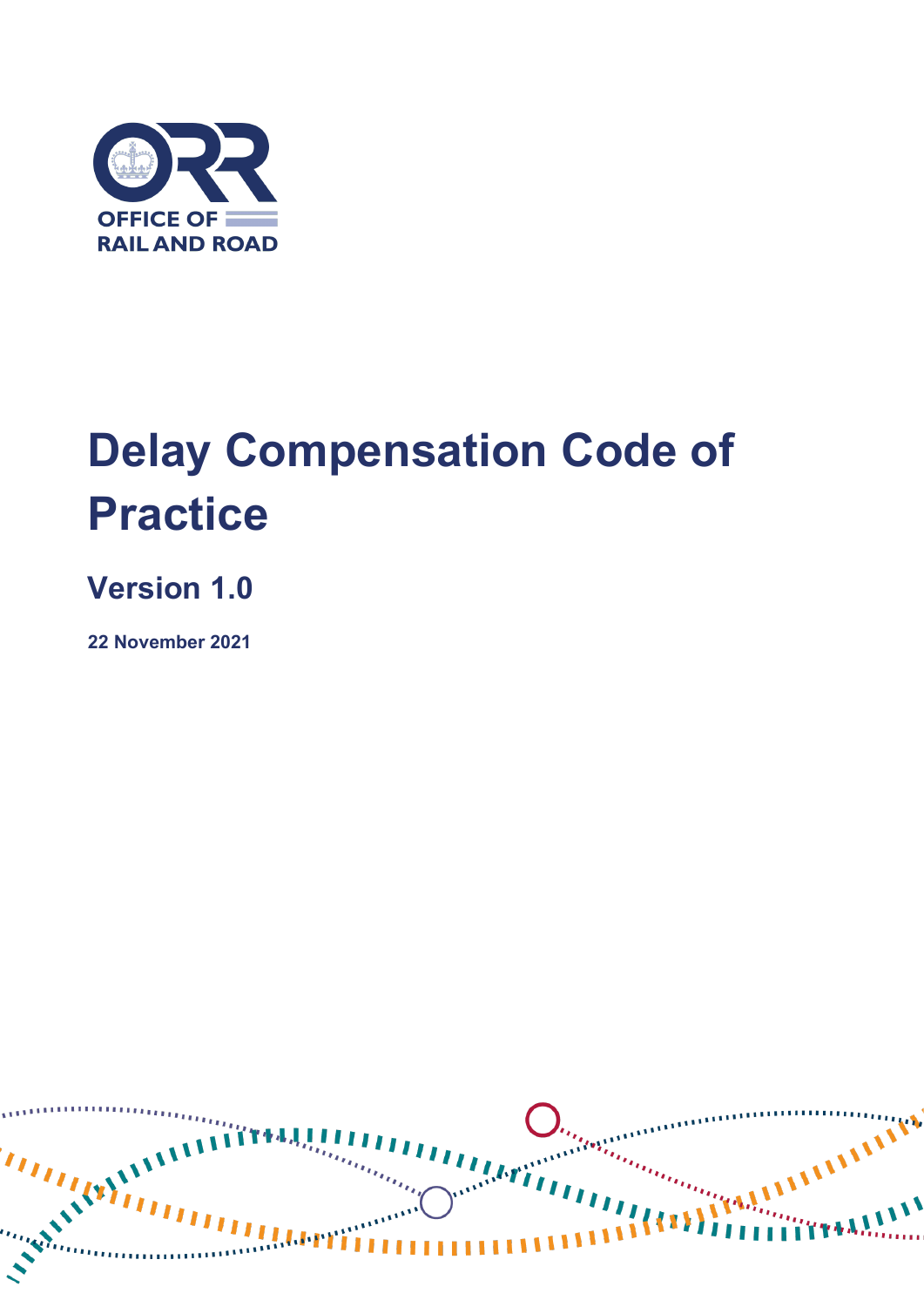OFFICE OF RAIL AND ROAD

# Delay Compensation Code of Practice

## Version 1.0

**22 November 2021**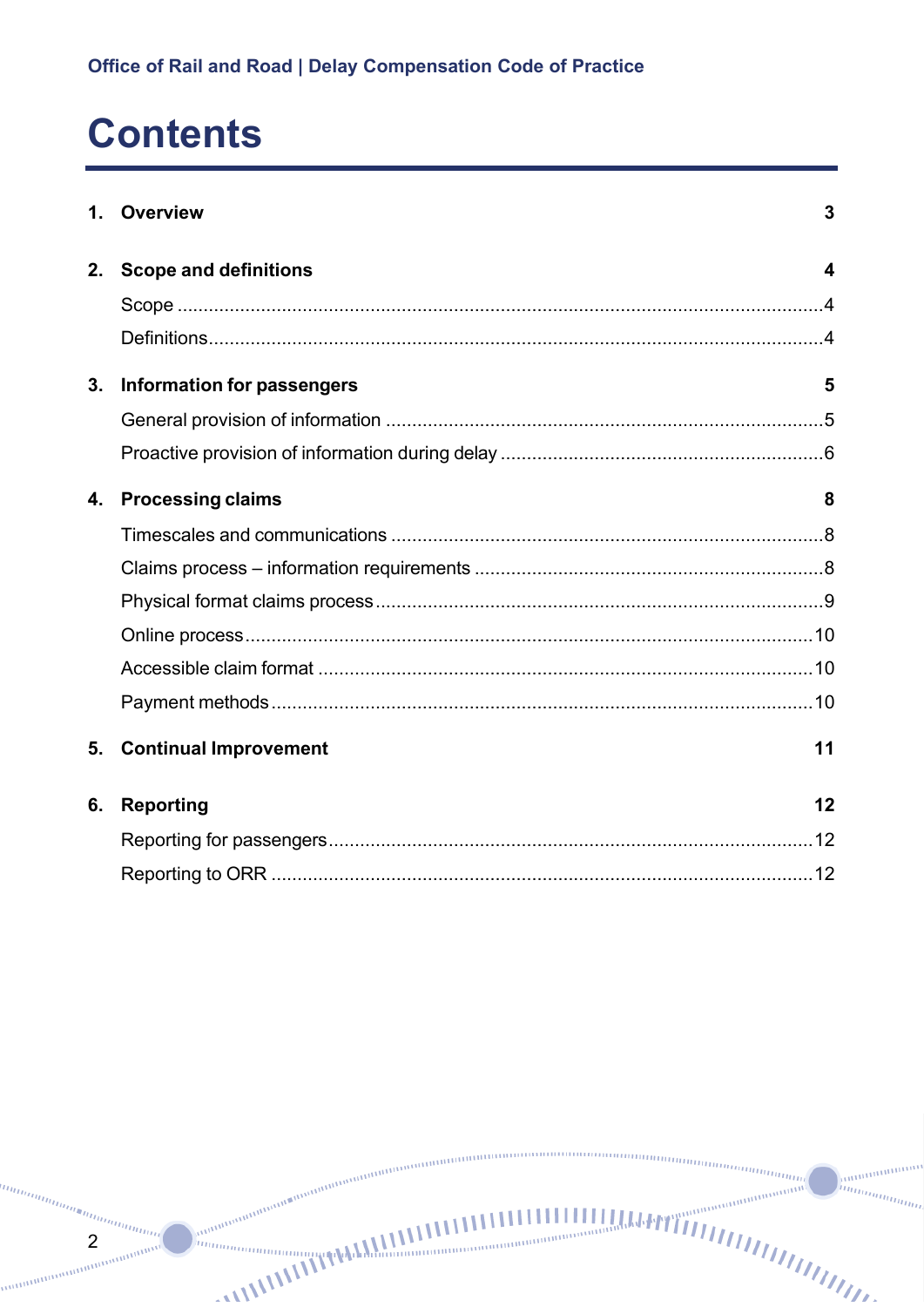# Contents

**1. Overview** **3**

**2. Scope and definitions** **4**

Scope ....................................................................................................................4

Definitions..............................................................................................................4

**3. Information for passengers** **5**

General provision of information ..........................................................................5

Proactive provision of information during delay ...................................................6

**4. Processing claims** **8**

Timescales and communications .........................................................................8

Claims process – information requirements .........................................................8

Physical format claims process.............................................................................9

Online process....................................................................................................10

Accessible claim format ......................................................................................10

Payment methods...............................................................................................10

**5. Continual Improvement** **11**

**6. Reporting** **12**

Reporting for passengers....................................................................................12

Reporting to ORR ...............................................................................................12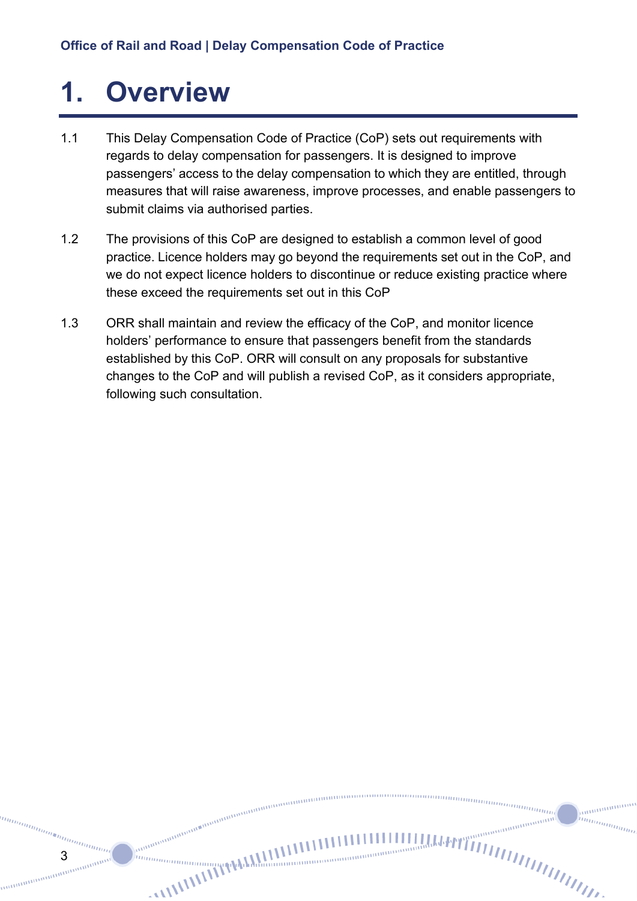# 1. Overview

1.1 This Delay Compensation Code of Practice (CoP) sets out requirements with regards to delay compensation for passengers. It is designed to improve passengers' access to the delay compensation to which they are entitled, through measures that will raise awareness, improve processes, and enable passengers to submit claims via authorised parties.

1.2 The provisions of this CoP are designed to establish a common level of good practice. Licence holders may go beyond the requirements set out in the CoP, and we do not expect licence holders to discontinue or reduce existing practice where these exceed the requirements set out in this CoP

1.3 ORR shall maintain and review the efficacy of the CoP, and monitor licence holders' performance to ensure that passengers benefit from the standards established by this CoP. ORR will consult on any proposals for substantive changes to the CoP and will publish a revised CoP, as it considers appropriate, following such consultation.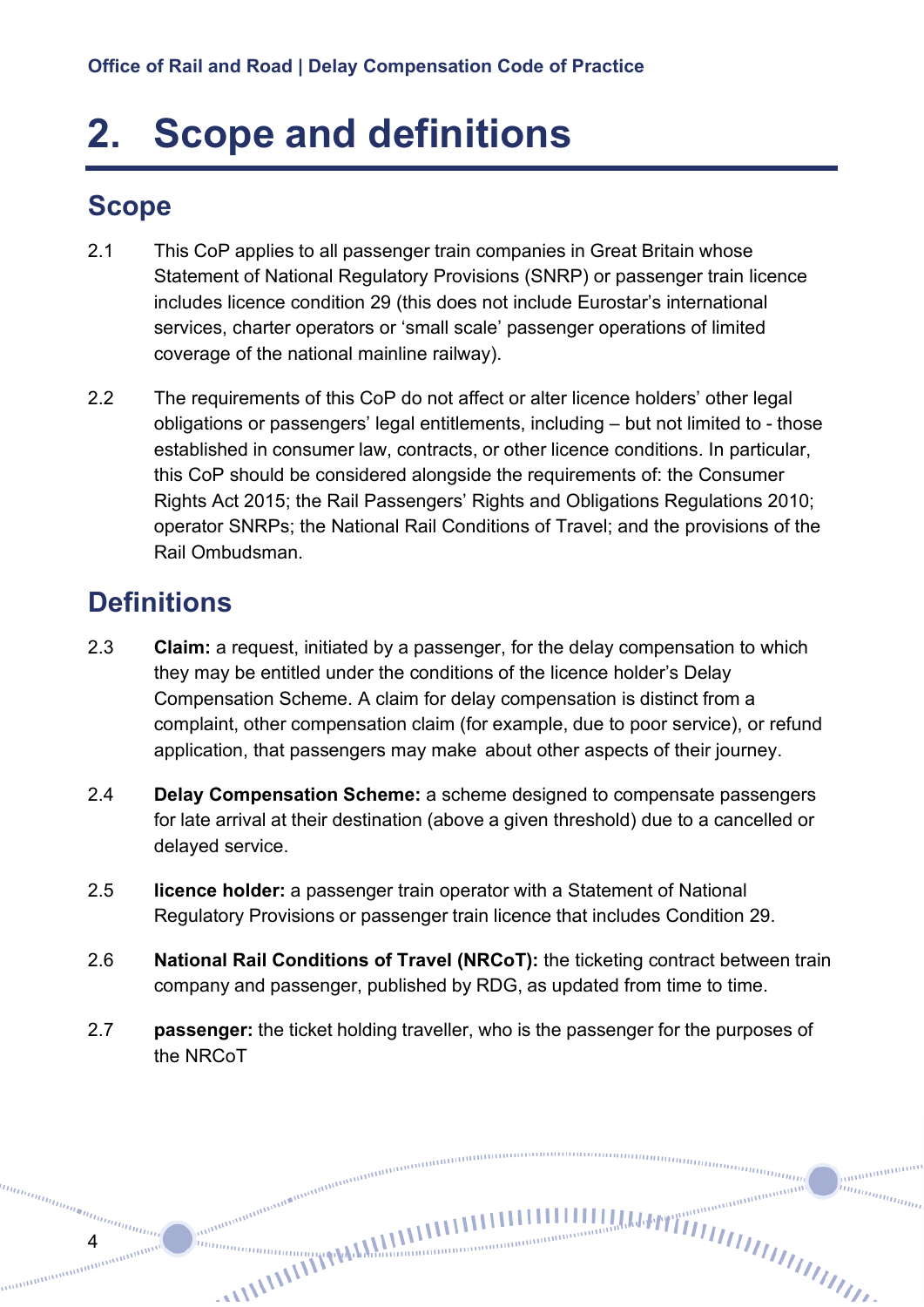# 2. Scope and definitions

## Scope

2.1 This CoP applies to all passenger train companies in Great Britain whose Statement of National Regulatory Provisions (SNRP) or passenger train licence includes licence condition 29 (this does not include Eurostar's international services, charter operators or 'small scale' passenger operations of limited coverage of the national mainline railway).

2.2 The requirements of this CoP do not affect or alter licence holders' other legal obligations or passengers' legal entitlements, including – but not limited to - those established in consumer law, contracts, or other licence conditions. In particular, this CoP should be considered alongside the requirements of: the Consumer Rights Act 2015; the Rail Passengers' Rights and Obligations Regulations 2010; operator SNRPs; the National Rail Conditions of Travel; and the provisions of the Rail Ombudsman.

## Definitions

2.3 **Claim:** a request, initiated by a passenger, for the delay compensation to which they may be entitled under the conditions of the licence holder's Delay Compensation Scheme. A claim for delay compensation is distinct from a complaint, other compensation claim (for example, due to poor service), or refund application, that passengers may make about other aspects of their journey.

2.4 **Delay Compensation Scheme:** a scheme designed to compensate passengers for late arrival at their destination (above a given threshold) due to a cancelled or delayed service.

2.5 **licence holder:** a passenger train operator with a Statement of National Regulatory Provisions or passenger train licence that includes Condition 29.

2.6 **National Rail Conditions of Travel (NRCoT):** the ticketing contract between train company and passenger, published by RDG, as updated from time to time.

2.7 **passenger:** the ticket holding traveller, who is the passenger for the purposes of the NRCoT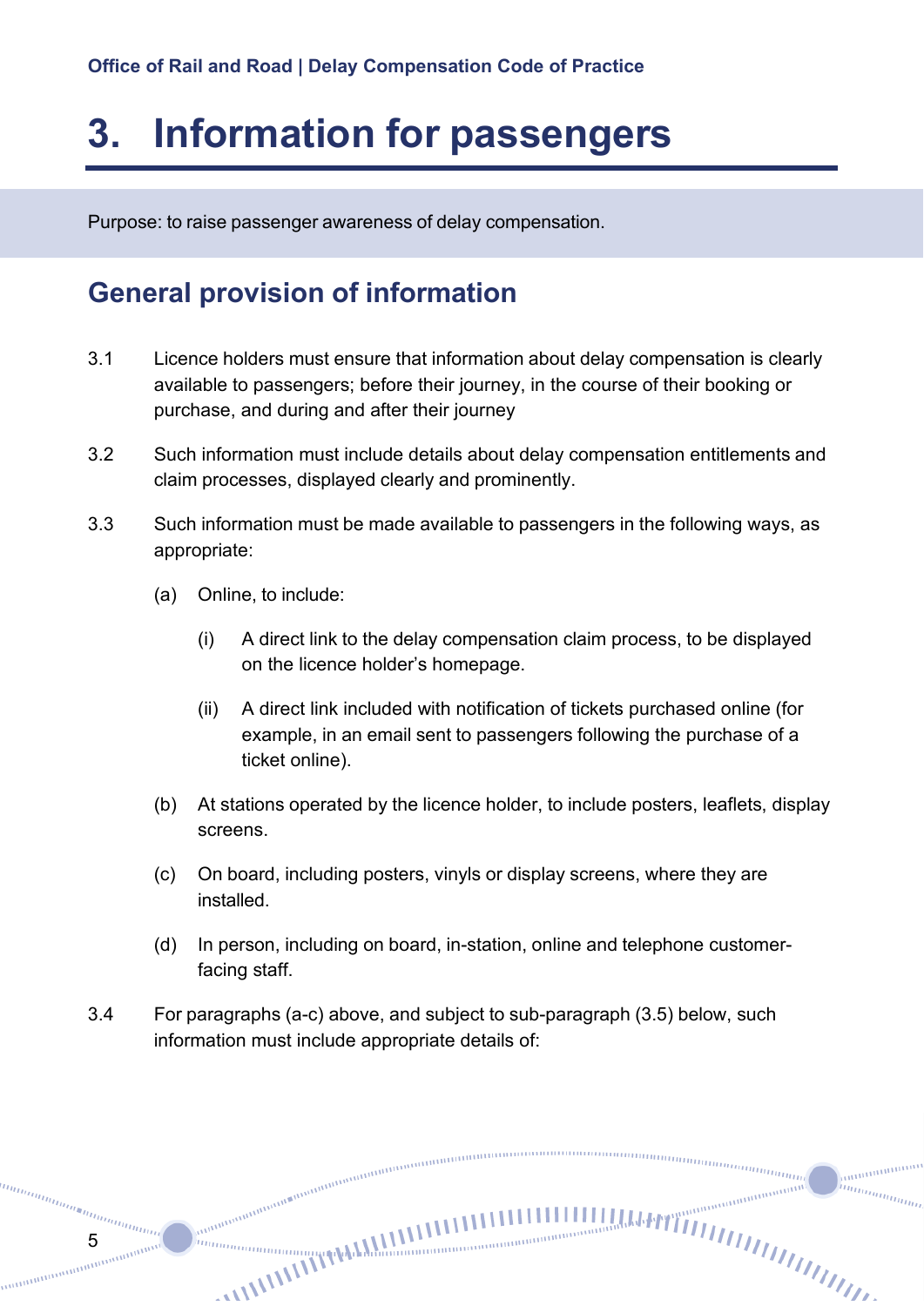# 3. Information for passengers

Purpose: to raise passenger awareness of delay compensation.

## General provision of information

3.1 Licence holders must ensure that information about delay compensation is clearly available to passengers; before their journey, in the course of their booking or purchase, and during and after their journey

3.2 Such information must include details about delay compensation entitlements and claim processes, displayed clearly and prominently.

3.3 Such information must be made available to passengers in the following ways, as appropriate:

(a) Online, to include:

(i) A direct link to the delay compensation claim process, to be displayed on the licence holder's homepage.

(ii) A direct link included with notification of tickets purchased online (for example, in an email sent to passengers following the purchase of a ticket online).

(b) At stations operated by the licence holder, to include posters, leaflets, display screens.

(c) On board, including posters, vinyls or display screens, where they are installed.

(d) In person, including on board, in-station, online and telephone customer-facing staff.

3.4 For paragraphs (a-c) above, and subject to sub-paragraph (3.5) below, such information must include appropriate details of: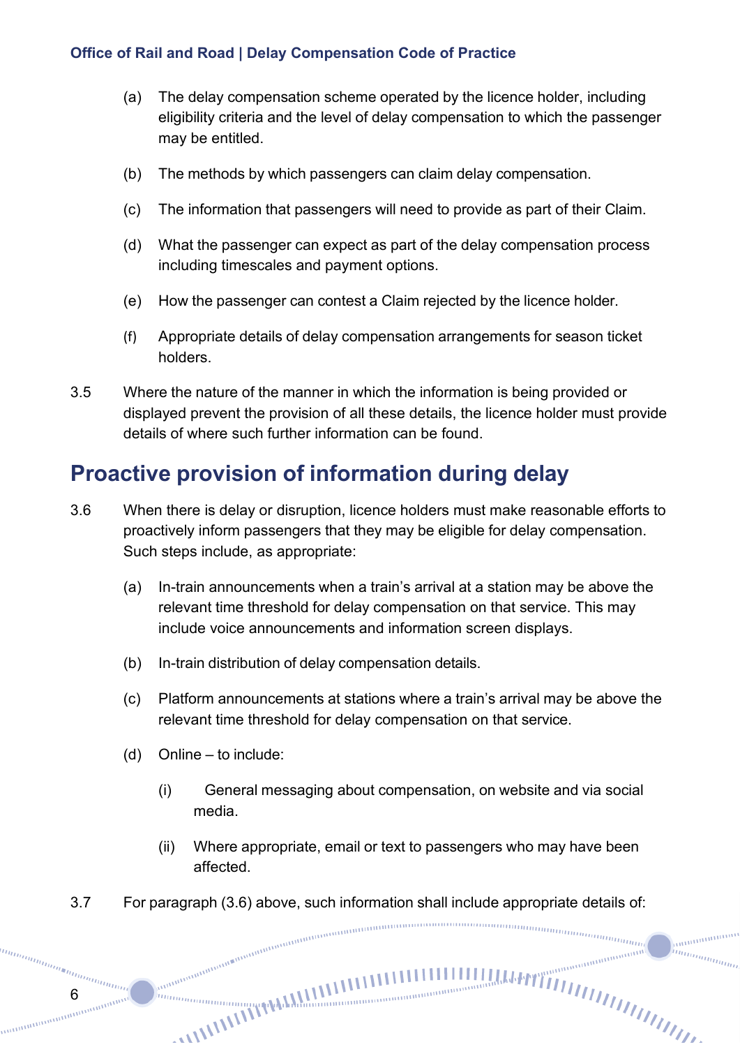(a) The delay compensation scheme operated by the licence holder, including eligibility criteria and the level of delay compensation to which the passenger may be entitled.

(b) The methods by which passengers can claim delay compensation.

(c) The information that passengers will need to provide as part of their Claim.

(d) What the passenger can expect as part of the delay compensation process including timescales and payment options.

(e) How the passenger can contest a Claim rejected by the licence holder.

(f) Appropriate details of delay compensation arrangements for season ticket holders.

3.5 Where the nature of the manner in which the information is being provided or displayed prevent the provision of all these details, the licence holder must provide details of where such further information can be found.

## Proactive provision of information during delay

3.6 When there is delay or disruption, licence holders must make reasonable efforts to proactively inform passengers that they may be eligible for delay compensation. Such steps include, as appropriate:

(a) In-train announcements when a train's arrival at a station may be above the relevant time threshold for delay compensation on that service. This may include voice announcements and information screen displays.

(b) In-train distribution of delay compensation details.

(c) Platform announcements at stations where a train's arrival may be above the relevant time threshold for delay compensation on that service.

(d) Online – to include:

(i) General messaging about compensation, on website and via social media.

(ii) Where appropriate, email or text to passengers who may have been affected.

3.7 For paragraph (3.6) above, such information shall include appropriate details of: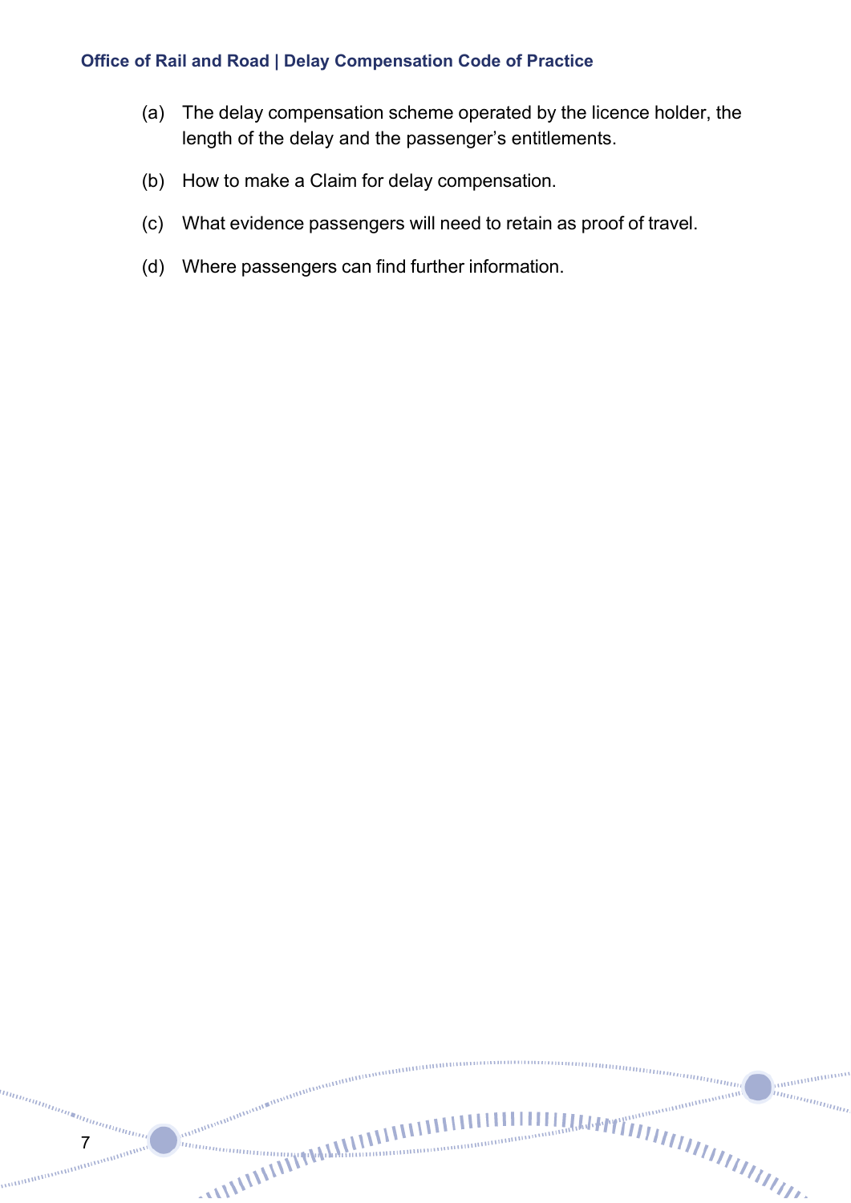(a) The delay compensation scheme operated by the licence holder, the length of the delay and the passenger's entitlements.

(b) How to make a Claim for delay compensation.

(c) What evidence passengers will need to retain as proof of travel.

(d) Where passengers can find further information.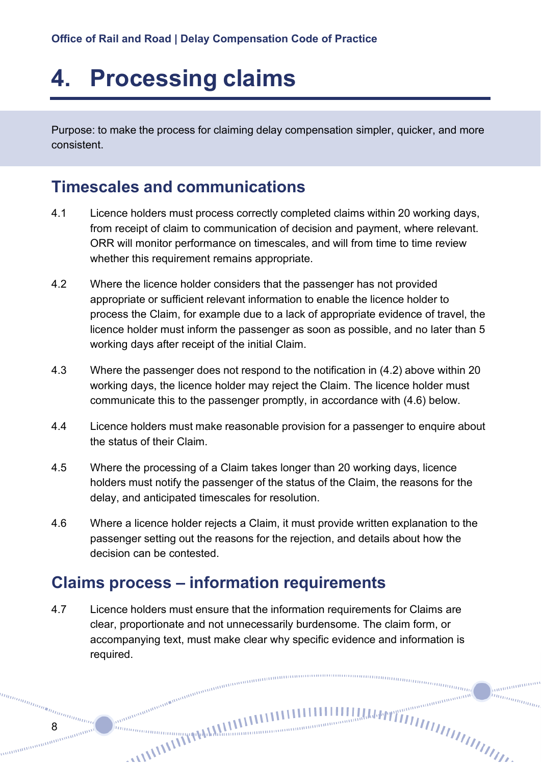# 4. Processing claims

Purpose: to make the process for claiming delay compensation simpler, quicker, and more consistent.

## Timescales and communications

4.1 Licence holders must process correctly completed claims within 20 working days, from receipt of claim to communication of decision and payment, where relevant. ORR will monitor performance on timescales, and will from time to time review whether this requirement remains appropriate.

4.2 Where the licence holder considers that the passenger has not provided appropriate or sufficient relevant information to enable the licence holder to process the Claim, for example due to a lack of appropriate evidence of travel, the licence holder must inform the passenger as soon as possible, and no later than 5 working days after receipt of the initial Claim.

4.3 Where the passenger does not respond to the notification in (4.2) above within 20 working days, the licence holder may reject the Claim. The licence holder must communicate this to the passenger promptly, in accordance with (4.6) below.

4.4 Licence holders must make reasonable provision for a passenger to enquire about the status of their Claim.

4.5 Where the processing of a Claim takes longer than 20 working days, licence holders must notify the passenger of the status of the Claim, the reasons for the delay, and anticipated timescales for resolution.

4.6 Where a licence holder rejects a Claim, it must provide written explanation to the passenger setting out the reasons for the rejection, and details about how the decision can be contested.

## Claims process – information requirements

4.7 Licence holders must ensure that the information requirements for Claims are clear, proportionate and not unnecessarily burdensome. The claim form, or accompanying text, must make clear why specific evidence and information is required.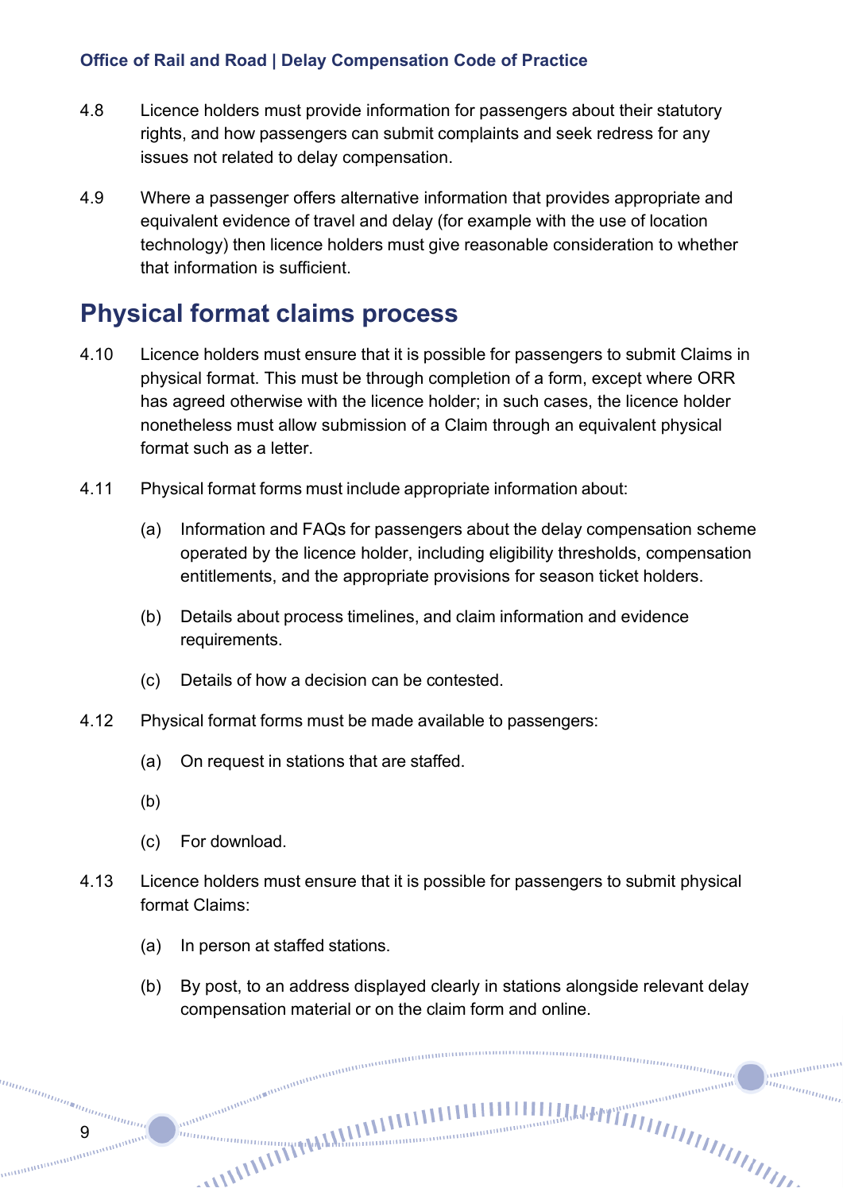4.8 Licence holders must provide information for passengers about their statutory rights, and how passengers can submit complaints and seek redress for any issues not related to delay compensation.

4.9 Where a passenger offers alternative information that provides appropriate and equivalent evidence of travel and delay (for example with the use of location technology) then licence holders must give reasonable consideration to whether that information is sufficient.

## Physical format claims process

4.10 Licence holders must ensure that it is possible for passengers to submit Claims in physical format. This must be through completion of a form, except where ORR has agreed otherwise with the licence holder; in such cases, the licence holder nonetheless must allow submission of a Claim through an equivalent physical format such as a letter.

4.11 Physical format forms must include appropriate information about:

(a) Information and FAQs for passengers about the delay compensation scheme operated by the licence holder, including eligibility thresholds, compensation entitlements, and the appropriate provisions for season ticket holders.

(b) Details about process timelines, and claim information and evidence requirements.

(c) Details of how a decision can be contested.

4.12 Physical format forms must be made available to passengers:

(a) On request in stations that are staffed.

(b)

(c) For download.

4.13 Licence holders must ensure that it is possible for passengers to submit physical format Claims:

(a) In person at staffed stations.

(b) By post, to an address displayed clearly in stations alongside relevant delay compensation material or on the claim form and online.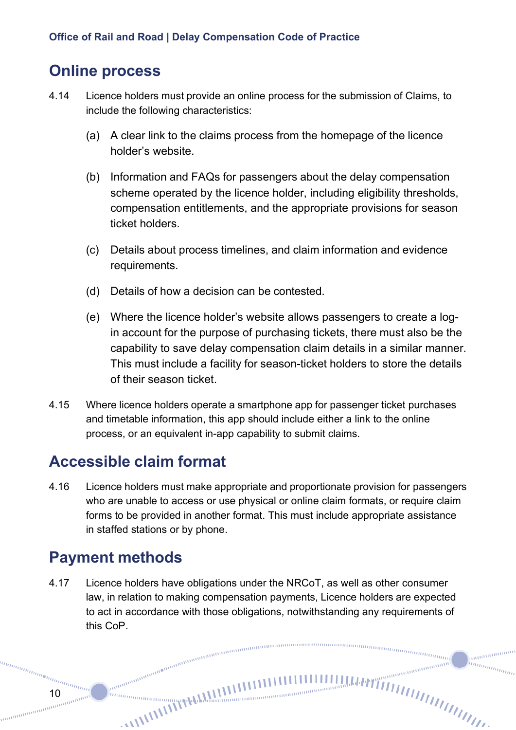## Online process

4.14 Licence holders must provide an online process for the submission of Claims, to include the following characteristics:

(a) A clear link to the claims process from the homepage of the licence holder's website.

(b) Information and FAQs for passengers about the delay compensation scheme operated by the licence holder, including eligibility thresholds, compensation entitlements, and the appropriate provisions for season ticket holders.

(c) Details about process timelines, and claim information and evidence requirements.

(d) Details of how a decision can be contested.

(e) Where the licence holder's website allows passengers to create a log-in account for the purpose of purchasing tickets, there must also be the capability to save delay compensation claim details in a similar manner. This must include a facility for season-ticket holders to store the details of their season ticket.

4.15 Where licence holders operate a smartphone app for passenger ticket purchases and timetable information, this app should include either a link to the online process, or an equivalent in-app capability to submit claims.

## Accessible claim format

4.16 Licence holders must make appropriate and proportionate provision for passengers who are unable to access or use physical or online claim formats, or require claim forms to be provided in another format. This must include appropriate assistance in staffed stations or by phone.

## Payment methods

4.17 Licence holders have obligations under the NRCoT, as well as other consumer law, in relation to making compensation payments, Licence holders are expected to act in accordance with those obligations, notwithstanding any requirements of this CoP.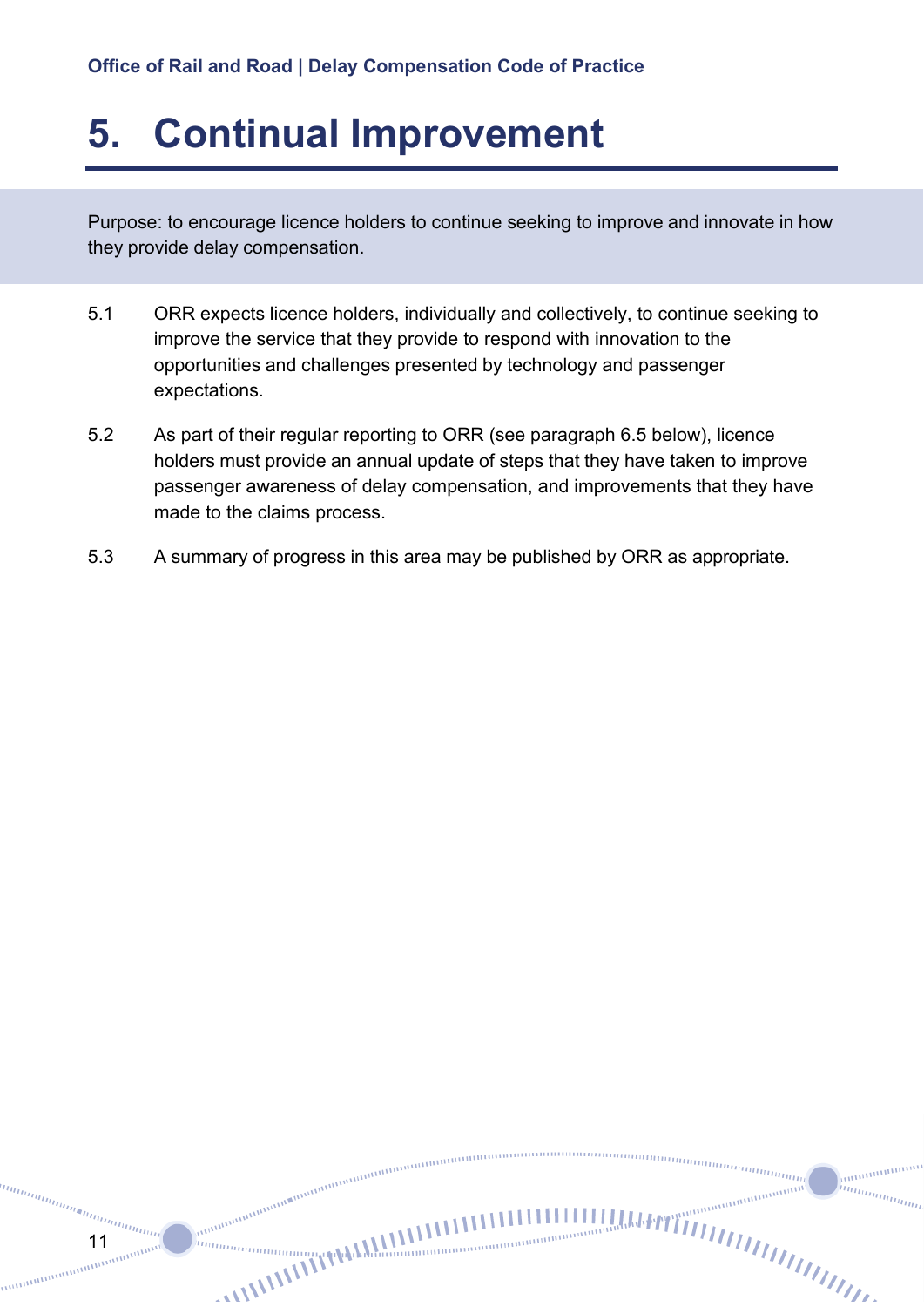# 5. Continual Improvement

Purpose: to encourage licence holders to continue seeking to improve and innovate in how they provide delay compensation.

5.1 ORR expects licence holders, individually and collectively, to continue seeking to improve the service that they provide to respond with innovation to the opportunities and challenges presented by technology and passenger expectations.

5.2 As part of their regular reporting to ORR (see paragraph 6.5 below), licence holders must provide an annual update of steps that they have taken to improve passenger awareness of delay compensation, and improvements that they have made to the claims process.

5.3 A summary of progress in this area may be published by ORR as appropriate.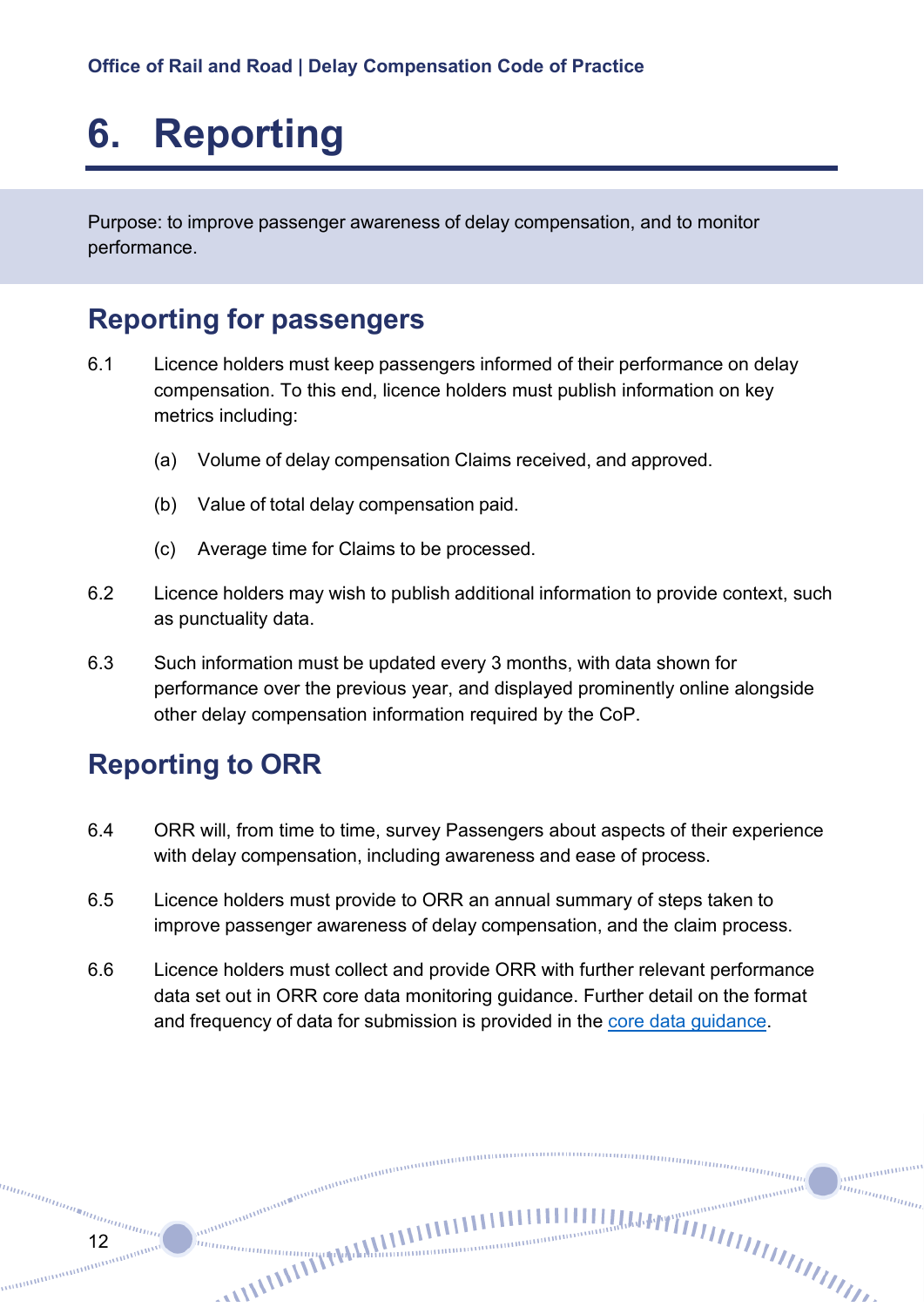# 6. Reporting

Purpose: to improve passenger awareness of delay compensation, and to monitor performance.

## Reporting for passengers

6.1 Licence holders must keep passengers informed of their performance on delay compensation. To this end, licence holders must publish information on key metrics including:

(a) Volume of delay compensation Claims received, and approved.

(b) Value of total delay compensation paid.

(c) Average time for Claims to be processed.

6.2 Licence holders may wish to publish additional information to provide context, such as punctuality data.

6.3 Such information must be updated every 3 months, with data shown for performance over the previous year, and displayed prominently online alongside other delay compensation information required by the CoP.

## Reporting to ORR

6.4 ORR will, from time to time, survey Passengers about aspects of their experience with delay compensation, including awareness and ease of process.

6.5 Licence holders must provide to ORR an annual summary of steps taken to improve passenger awareness of delay compensation, and the claim process.

6.6 Licence holders must collect and provide ORR with further relevant performance data set out in ORR core data monitoring guidance. Further detail on the format and frequency of data for submission is provided in the core data guidance.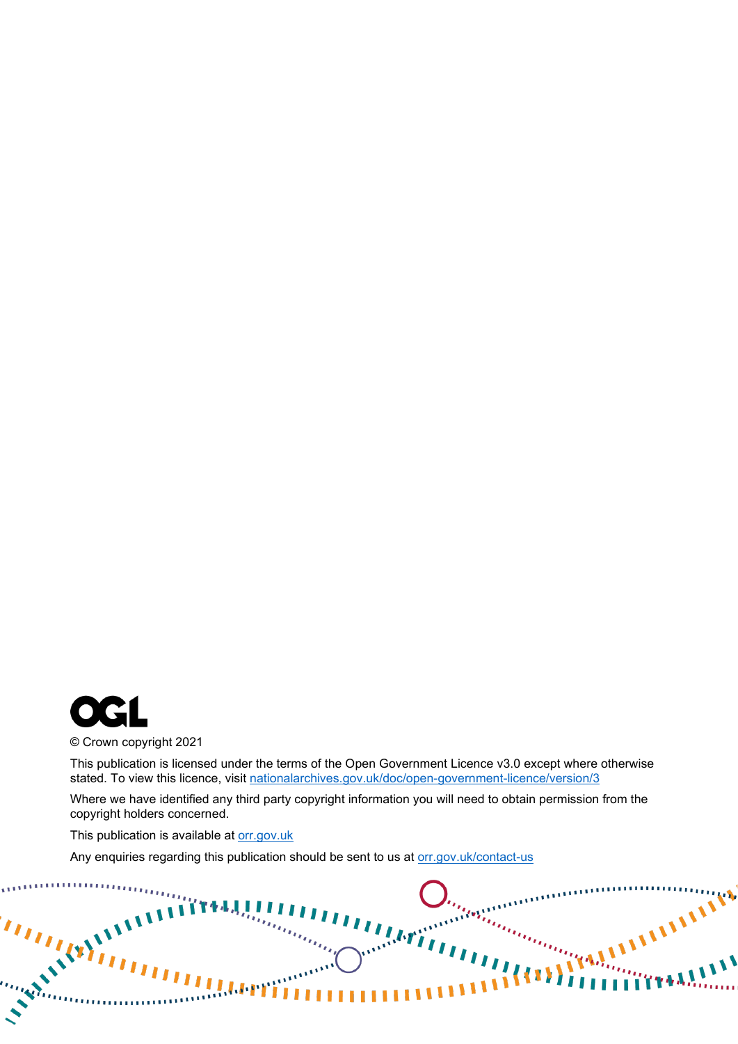OGL

© Crown copyright 2021

This publication is licensed under the terms of the Open Government Licence v3.0 except where otherwise stated. To view this licence, visit nationalarchives.gov.uk/doc/open-government-licence/version/3

Where we have identified any third party copyright information you will need to obtain permission from the copyright holders concerned.

This publication is available at orr.gov.uk

Any enquiries regarding this publication should be sent to us at orr.gov.uk/contact-us